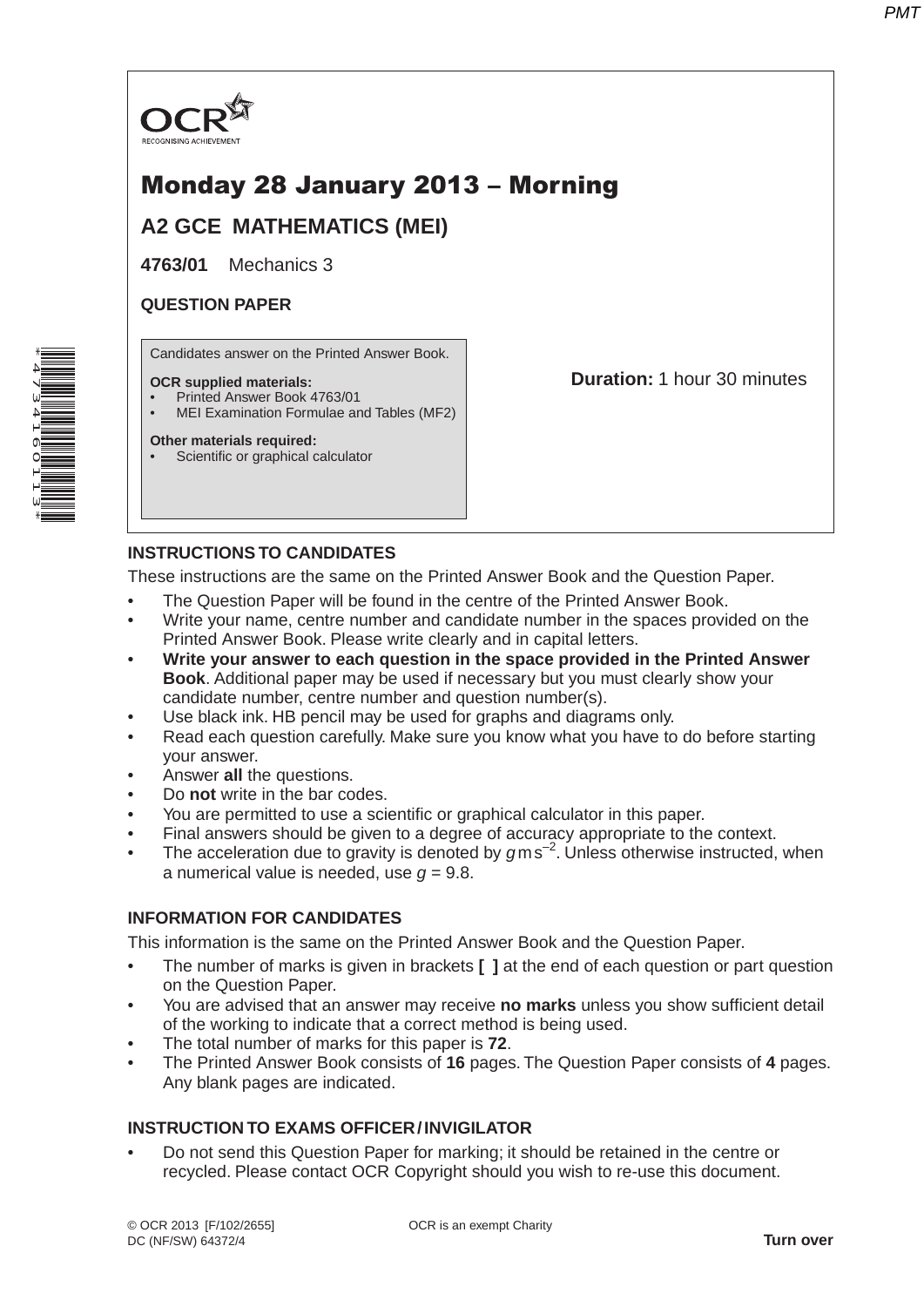OCR
RECOGNISING ACHIEVEMENT

# Monday 28 January 2013 – Morning

## A2 GCE MATHEMATICS (MEI)

**4763/01** Mechanics 3

**QUESTION PAPER**

Candidates answer on the Printed Answer Book.

**OCR supplied materials:**
- Printed Answer Book 4763/01
- MEI Examination Formulae and Tables (MF2)

**Other materials required:**
- Scientific or graphical calculator

**Duration:** 1 hour 30 minutes

### INSTRUCTIONS TO CANDIDATES

These instructions are the same on the Printed Answer Book and the Question Paper.

- The Question Paper will be found in the centre of the Printed Answer Book.
- Write your name, centre number and candidate number in the spaces provided on the Printed Answer Book. Please write clearly and in capital letters.
- **Write your answer to each question in the space provided in the Printed Answer Book**. Additional paper may be used if necessary but you must clearly show your candidate number, centre number and question number(s).
- Use black ink. HB pencil may be used for graphs and diagrams only.
- Read each question carefully. Make sure you know what you have to do before starting your answer.
- Answer **all** the questions.
- Do **not** write in the bar codes.
- You are permitted to use a scientific or graphical calculator in this paper.
- Final answers should be given to a degree of accuracy appropriate to the context.
- The acceleration due to gravity is denoted by $g\,\text{m}\,\text{s}^{-2}$. Unless otherwise instructed, when a numerical value is needed, use $g = 9.8$.

### INFORMATION FOR CANDIDATES

This information is the same on the Printed Answer Book and the Question Paper.

- The number of marks is given in brackets **[ ]** at the end of each question or part question on the Question Paper.
- You are advised that an answer may receive **no marks** unless you show sufficient detail of the working to indicate that a correct method is being used.
- The total number of marks for this paper is **72**.
- The Printed Answer Book consists of **16** pages. The Question Paper consists of **4** pages. Any blank pages are indicated.

### INSTRUCTION TO EXAMS OFFICER / INVIGILATOR

- Do not send this Question Paper for marking; it should be retained in the centre or recycled. Please contact OCR Copyright should you wish to re-use this document.

© OCR 2013 [F/102/2655]
DC (NF/SW) 64372/4

OCR is an exempt Charity

**Turn over**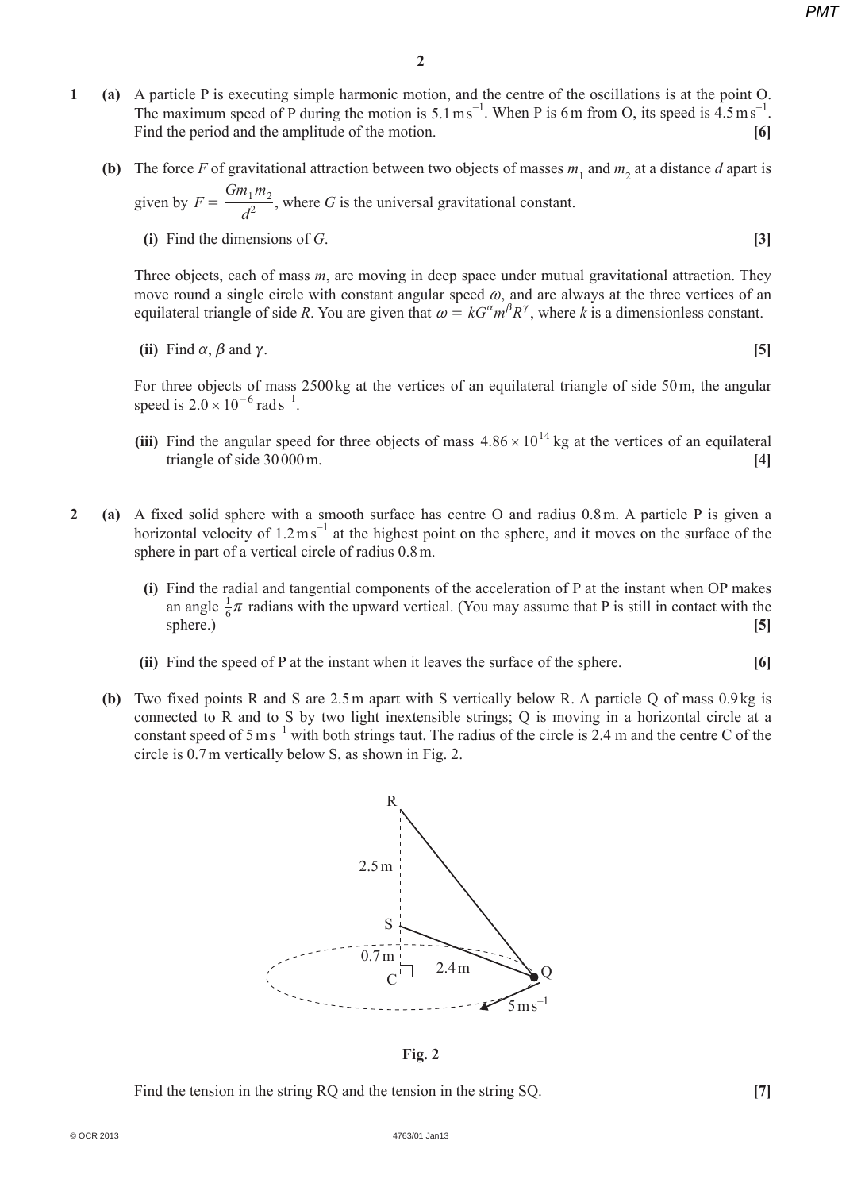**1** **(a)** A particle P is executing simple harmonic motion, and the centre of the oscillations is at the point O. The maximum speed of P during the motion is $5.1\,\text{m s}^{-1}$. When P is 6 m from O, its speed is $4.5\,\text{m s}^{-1}$. Find the period and the amplitude of the motion. **[6]**

**(b)** The force $F$ of gravitational attraction between two objects of masses $m_1$ and $m_2$ at a distance $d$ apart is given by $F = \dfrac{Gm_1m_2}{d^2}$, where $G$ is the universal gravitational constant.

**(i)** Find the dimensions of $G$. **[3]**

Three objects, each of mass $m$, are moving in deep space under mutual gravitational attraction. They move round a single circle with constant angular speed $\omega$, and are always at the three vertices of an equilateral triangle of side $R$. You are given that $\omega = kG^{\alpha}m^{\beta}R^{\gamma}$, where $k$ is a dimensionless constant.

**(ii)** Find $\alpha$, $\beta$ and $\gamma$. **[5]**

For three objects of mass 2500 kg at the vertices of an equilateral triangle of side 50 m, the angular speed is $2.0 \times 10^{-6}\,\text{rad s}^{-1}$.

**(iii)** Find the angular speed for three objects of mass $4.86 \times 10^{14}$ kg at the vertices of an equilateral triangle of side 30 000 m. **[4]**

**2** **(a)** A fixed solid sphere with a smooth surface has centre O and radius 0.8 m. A particle P is given a horizontal velocity of $1.2\,\text{m s}^{-1}$ at the highest point on the sphere, and it moves on the surface of the sphere in part of a vertical circle of radius 0.8 m.

**(i)** Find the radial and tangential components of the acceleration of P at the instant when OP makes an angle $\frac{1}{6}\pi$ radians with the upward vertical. (You may assume that P is still in contact with the sphere.) **[5]**

**(ii)** Find the speed of P at the instant when it leaves the surface of the sphere. **[6]**

**(b)** Two fixed points R and S are 2.5 m apart with S vertically below R. A particle Q of mass 0.9 kg is connected to R and to S by two light inextensible strings; Q is moving in a horizontal circle at a constant speed of $5\,\text{m s}^{-1}$ with both strings taut. The radius of the circle is 2.4 m and the centre C of the circle is 0.7 m vertically below S, as shown in Fig. 2.

**Fig. 2**

Find the tension in the string RQ and the tension in the string SQ. **[7]**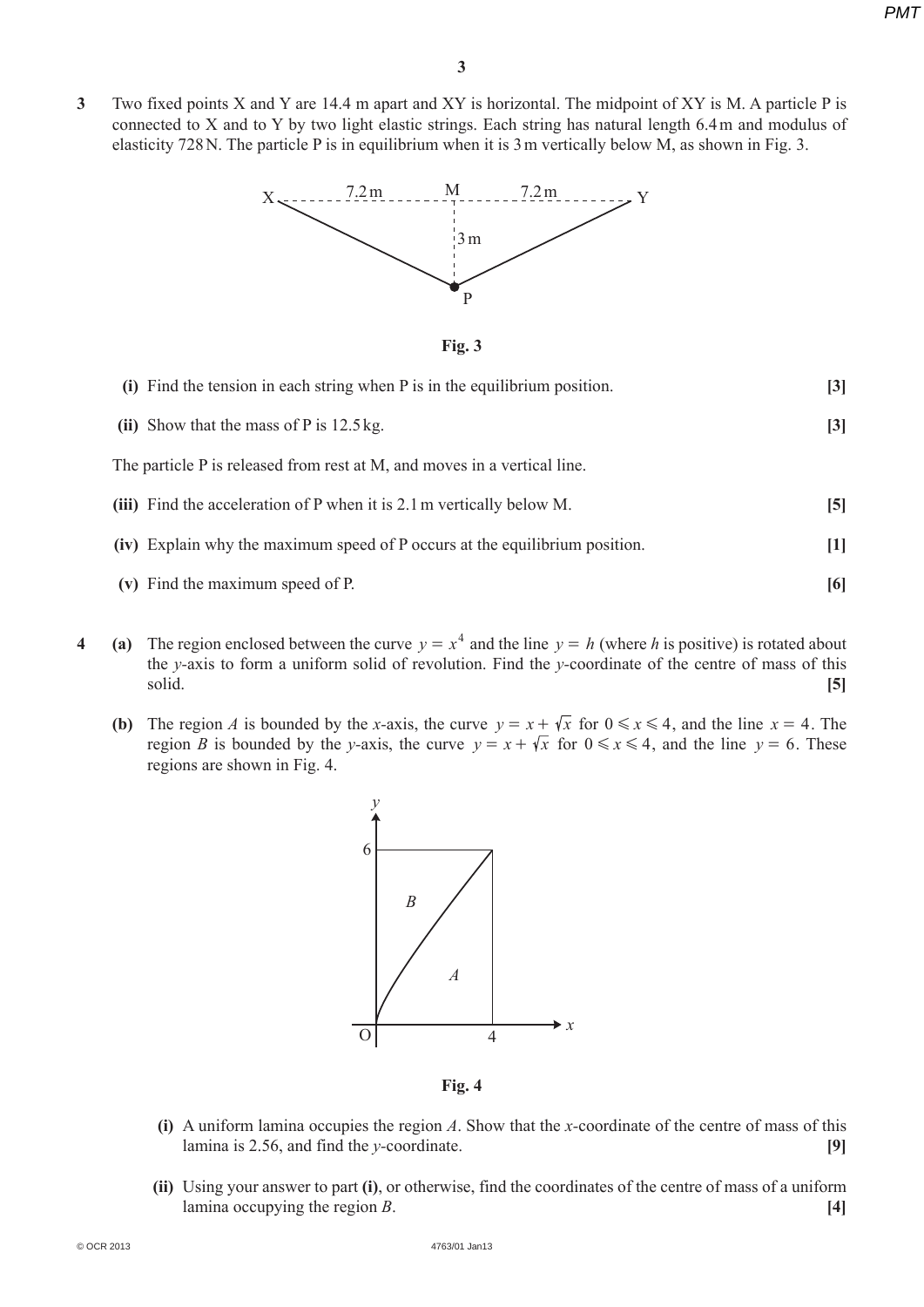**3** Two fixed points X and Y are 14.4 m apart and XY is horizontal. The midpoint of XY is M. A particle P is connected to X and to Y by two light elastic strings. Each string has natural length 6.4 m and modulus of elasticity 728 N. The particle P is in equilibrium when it is 3 m vertically below M, as shown in Fig. 3.

Fig. 3

**(i)** Find the tension in each string when P is in the equilibrium position. **[3]**

**(ii)** Show that the mass of P is 12.5 kg. **[3]**

The particle P is released from rest at M, and moves in a vertical line.

**(iii)** Find the acceleration of P when it is 2.1 m vertically below M. **[5]**

**(iv)** Explain why the maximum speed of P occurs at the equilibrium position. **[1]**

**(v)** Find the maximum speed of P. **[6]**

**4** **(a)** The region enclosed between the curve $y = x^4$ and the line $y = h$ (where $h$ is positive) is rotated about the $y$-axis to form a uniform solid of revolution. Find the $y$-coordinate of the centre of mass of this solid. **[5]**

**(b)** The region $A$ is bounded by the $x$-axis, the curve $y = x + \sqrt{x}$ for $0 \leqslant x \leqslant 4$, and the line $x = 4$. The region $B$ is bounded by the $y$-axis, the curve $y = x + \sqrt{x}$ for $0 \leqslant x \leqslant 4$, and the line $y = 6$. These regions are shown in Fig. 4.

Fig. 4

**(i)** A uniform lamina occupies the region $A$. Show that the $x$-coordinate of the centre of mass of this lamina is 2.56, and find the $y$-coordinate. **[9]**

**(ii)** Using your answer to part **(i)**, or otherwise, find the coordinates of the centre of mass of a uniform lamina occupying the region $B$. **[4]**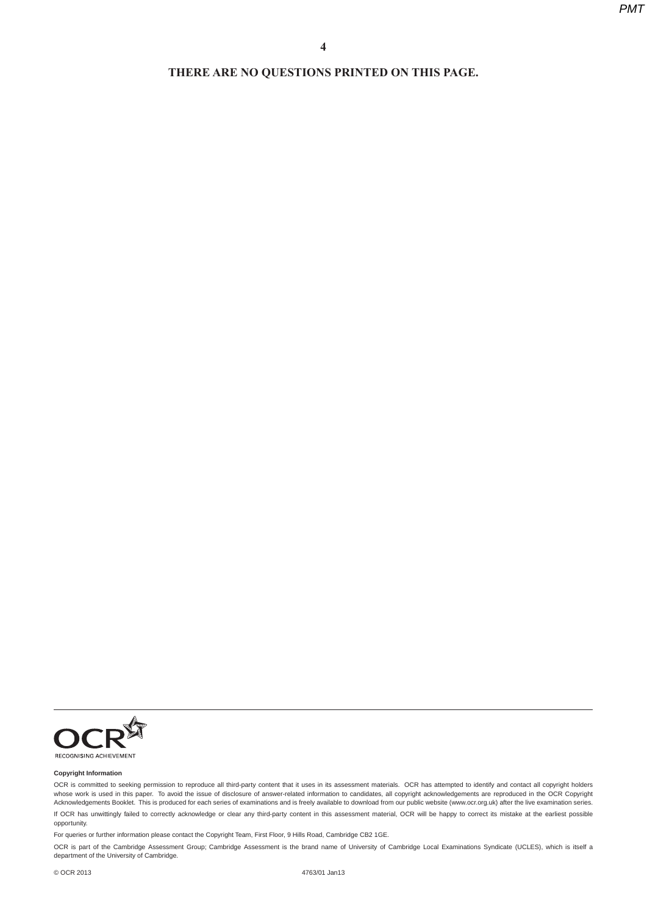**THERE ARE NO QUESTIONS PRINTED ON THIS PAGE.**

OCR RECOGNISING ACHIEVEMENT

**Copyright Information**

OCR is committed to seeking permission to reproduce all third-party content that it uses in its assessment materials. OCR has attempted to identify and contact all copyright holders whose work is used in this paper. To avoid the issue of disclosure of answer-related information to candidates, all copyright acknowledgements are reproduced in the OCR Copyright Acknowledgements Booklet. This is produced for each series of examinations and is freely available to download from our public website (www.ocr.org.uk) after the live examination series.

If OCR has unwittingly failed to correctly acknowledge or clear any third-party content in this assessment material, OCR will be happy to correct its mistake at the earliest possible opportunity.

For queries or further information please contact the Copyright Team, First Floor, 9 Hills Road, Cambridge CB2 1GE.

OCR is part of the Cambridge Assessment Group; Cambridge Assessment is the brand name of University of Cambridge Local Examinations Syndicate (UCLES), which is itself a department of the University of Cambridge.

© OCR 2013 4763/01 Jan13